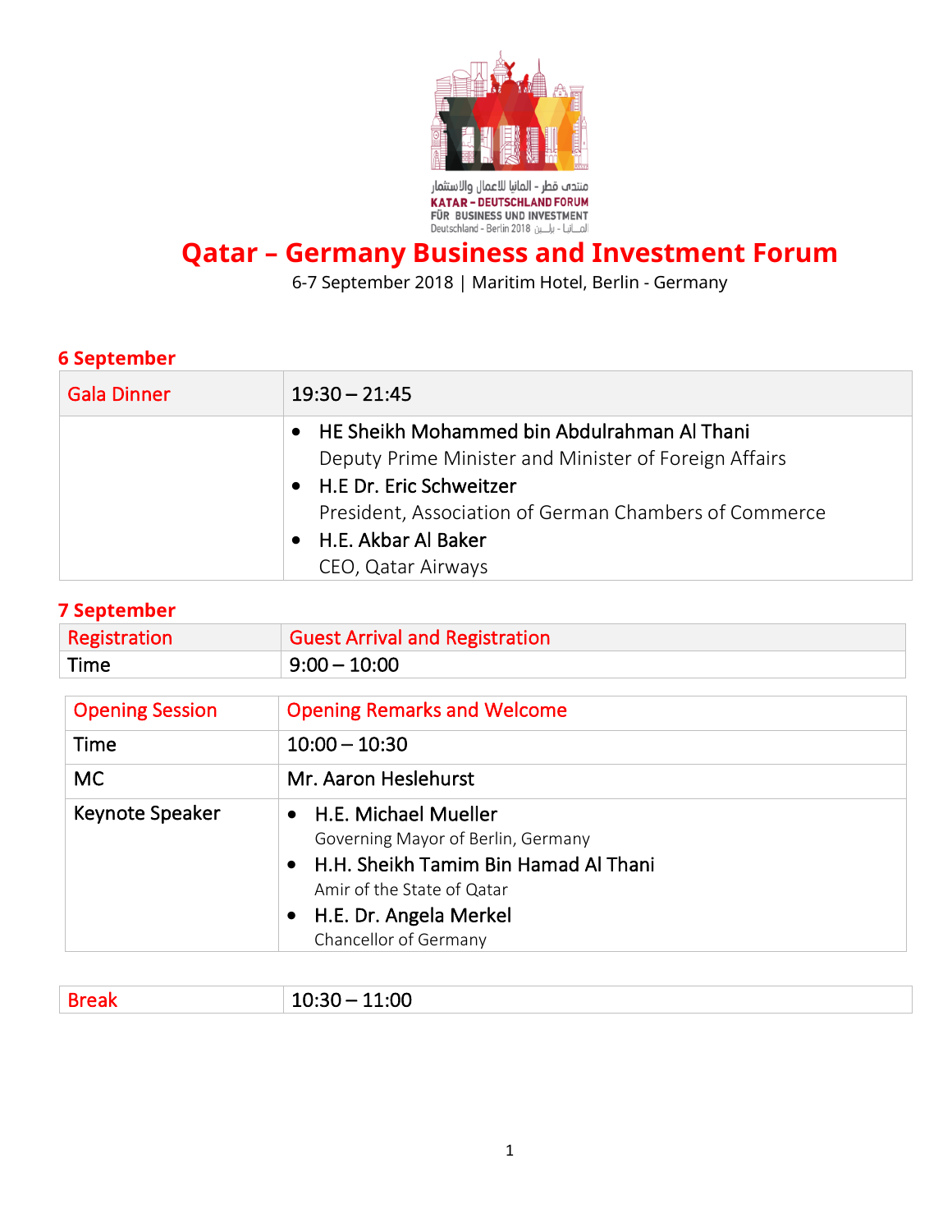منتدى قطر - المانيا للاعمال والاستثمار
KATAR – DEUTSCHLAND FORUM
FÜR BUSINESS UND INVESTMENT
Deutschland - Berlin 2018 المـانيا - برلين

# Qatar – Germany Business and Investment Forum

6-7 September 2018 | Maritim Hotel, Berlin - Germany

## 6 September

| Gala Dinner | 19:30 – 21:45 |
|---|---|
| | • HE Sheikh Mohammed bin Abdulrahman Al Thani<br>Deputy Prime Minister and Minister of Foreign Affairs<br>• H.E Dr. Eric Schweitzer<br>President, Association of German Chambers of Commerce<br>• H.E. Akbar Al Baker<br>CEO, Qatar Airways |

## 7 September

| Registration | Guest Arrival and Registration |
|---|---|
| Time | 9:00 – 10:00 |

| Opening Session | Opening Remarks and Welcome |
|---|---|
| Time | 10:00 – 10:30 |
| MC | Mr. Aaron Heslehurst |
| Keynote Speaker | • H.E. Michael Mueller<br>Governing Mayor of Berlin, Germany<br>• H.H. Sheikh Tamim Bin Hamad Al Thani<br>Amir of the State of Qatar<br>• H.E. Dr. Angela Merkel<br>Chancellor of Germany |

| Break | 10:30 – 11:00 |
|---|---|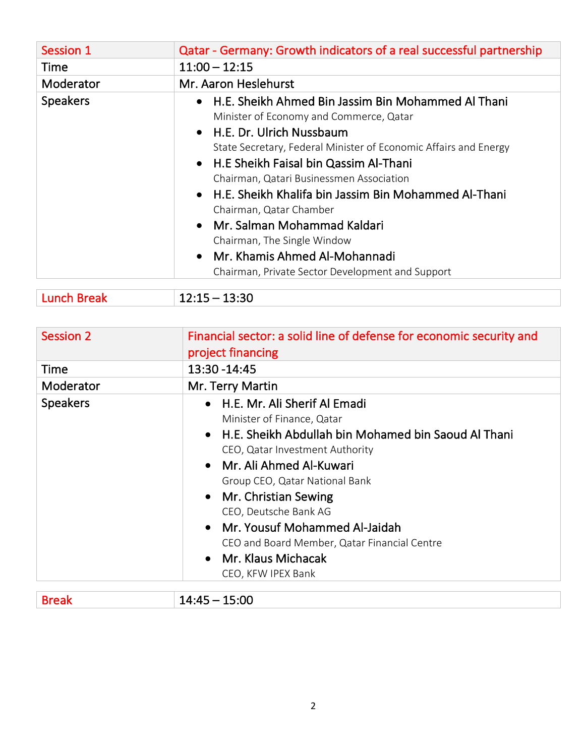| Session 1 | Qatar - Germany: Growth indicators of a real successful partnership |
|---|---|
| Time | 11:00 – 12:15 |
| Moderator | Mr. Aaron Heslehurst |
| Speakers | • H.E. Sheikh Ahmed Bin Jassim Bin Mohammed Al Thani<br>Minister of Economy and Commerce, Qatar<br>• H.E. Dr. Ulrich Nussbaum<br>State Secretary, Federal Minister of Economic Affairs and Energy<br>• H.E Sheikh Faisal bin Qassim Al-Thani<br>Chairman, Qatari Businessmen Association<br>• H.E. Sheikh Khalifa bin Jassim Bin Mohammed Al-Thani<br>Chairman, Qatar Chamber<br>• Mr. Salman Mohammad Kaldari<br>Chairman, The Single Window<br>• Mr. Khamis Ahmed Al-Mohannadi<br>Chairman, Private Sector Development and Support |

| Lunch Break | 12:15 – 13:30 |
|---|---|

| Session 2 | Financial sector: a solid line of defense for economic security and project financing |
|---|---|
| Time | 13:30 -14:45 |
| Moderator | Mr. Terry Martin |
| Speakers | • H.E. Mr. Ali Sherif Al Emadi<br>Minister of Finance, Qatar<br>• H.E. Sheikh Abdullah bin Mohamed bin Saoud Al Thani<br>CEO, Qatar Investment Authority<br>• Mr. Ali Ahmed Al-Kuwari<br>Group CEO, Qatar National Bank<br>• Mr. Christian Sewing<br>CEO, Deutsche Bank AG<br>• Mr. Yousuf Mohammed Al-Jaidah<br>CEO and Board Member, Qatar Financial Centre<br>• Mr. Klaus Michacak<br>CEO, KFW IPEX Bank |

| Break | 14:45 – 15:00 |
|---|---|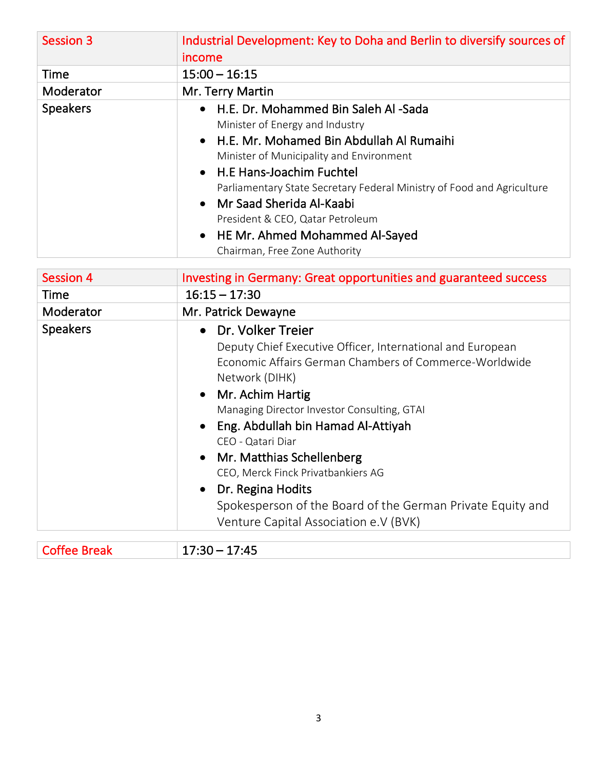| Session 3 | Industrial Development: Key to Doha and Berlin to diversify sources of income |
|---|---|
| Time | 15:00 – 16:15 |
| Moderator | Mr. Terry Martin |
| Speakers | • H.E. Dr. Mohammed Bin Saleh Al -Sada<br>Minister of Energy and Industry<br>• H.E. Mr. Mohamed Bin Abdullah Al Rumaihi<br>Minister of Municipality and Environment<br>• H.E Hans-Joachim Fuchtel<br>Parliamentary State Secretary Federal Ministry of Food and Agriculture<br>• Mr Saad Sherida Al-Kaabi<br>President & CEO, Qatar Petroleum<br>• HE Mr. Ahmed Mohammed Al-Sayed<br>Chairman, Free Zone Authority |

| Session 4 | Investing in Germany: Great opportunities and guaranteed success |
|---|---|
| Time | 16:15 – 17:30 |
| Moderator | Mr. Patrick Dewayne |
| Speakers | • Dr. Volker Treier<br>Deputy Chief Executive Officer, International and European Economic Affairs German Chambers of Commerce-Worldwide Network (DIHK)<br>• Mr. Achim Hartig<br>Managing Director Investor Consulting, GTAI<br>• Eng. Abdullah bin Hamad Al-Attiyah<br>CEO - Qatari Diar<br>• Mr. Matthias Schellenberg<br>CEO, Merck Finck Privatbankiers AG<br>• Dr. Regina Hodits<br>Spokesperson of the Board of the German Private Equity and Venture Capital Association e.V (BVK) |

| Coffee Break | 17:30 – 17:45 |
|---|---|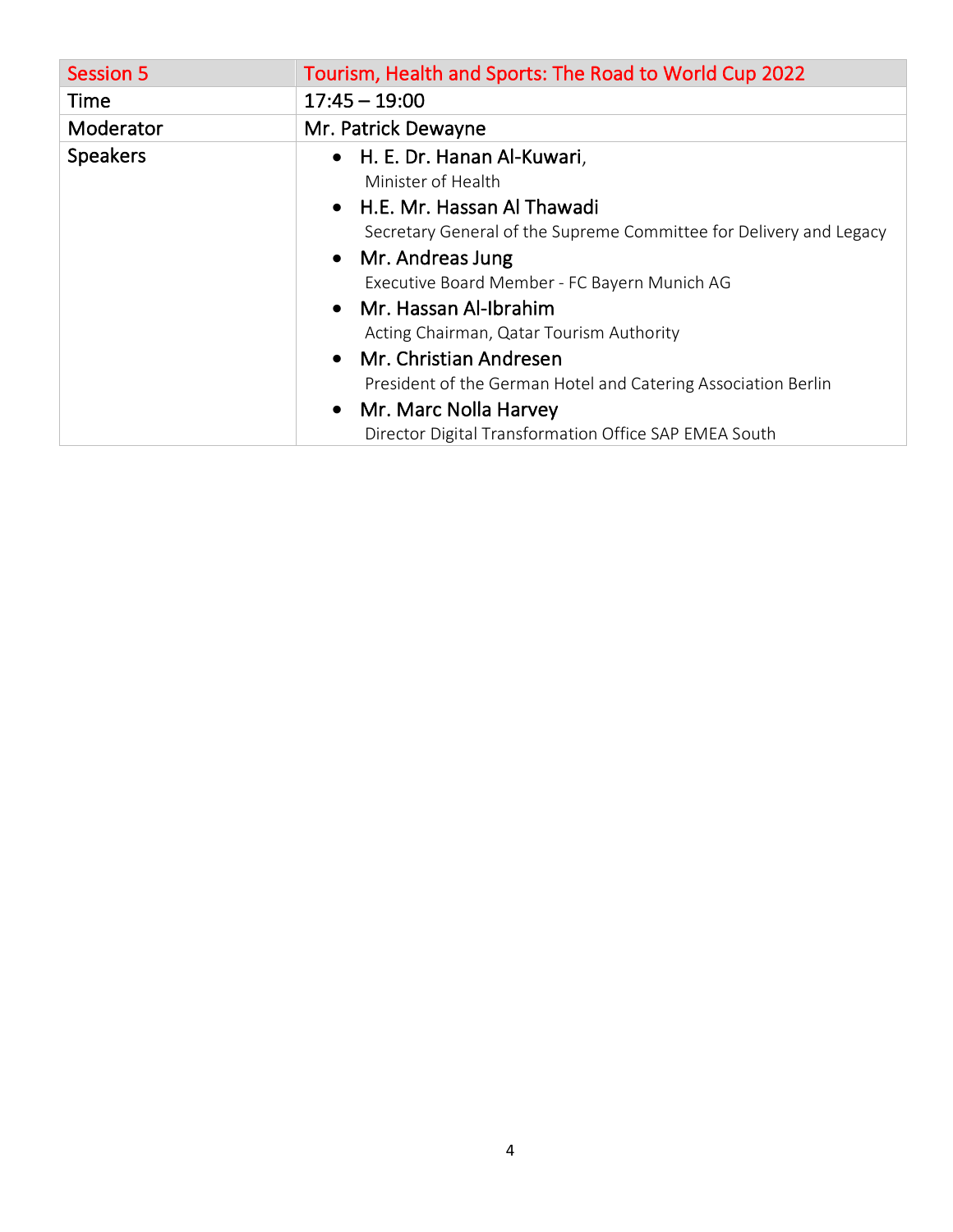| Session 5 | Tourism, Health and Sports: The Road to World Cup 2022 |
| --- | --- |
| Time | 17:45 – 19:00 |
| Moderator | Mr. Patrick Dewayne |
| Speakers | • H. E. Dr. Hanan Al-Kuwari, Minister of Health<br>• H.E. Mr. Hassan Al Thawadi Secretary General of the Supreme Committee for Delivery and Legacy<br>• Mr. Andreas Jung Executive Board Member - FC Bayern Munich AG<br>• Mr. Hassan Al-Ibrahim Acting Chairman, Qatar Tourism Authority<br>• Mr. Christian Andresen President of the German Hotel and Catering Association Berlin<br>• Mr. Marc Nolla Harvey Director Digital Transformation Office SAP EMEA South |